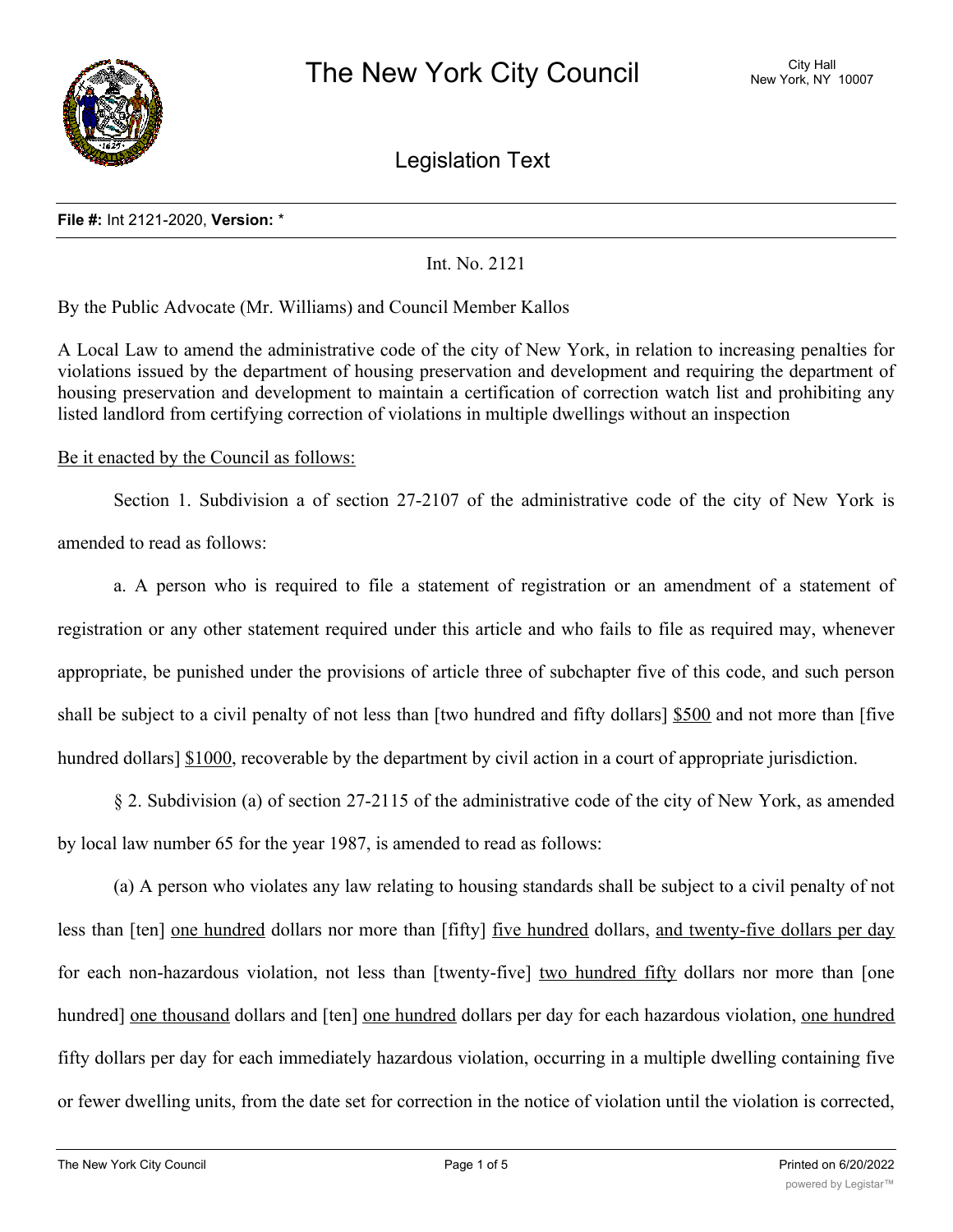# The New York City Council

City Hall
New York, NY 10007

## Legislation Text

**File #:** Int 2121-2020, **Version:** *

Int. No. 2121

By the Public Advocate (Mr. Williams) and Council Member Kallos

A Local Law to amend the administrative code of the city of New York, in relation to increasing penalties for violations issued by the department of housing preservation and development and requiring the department of housing preservation and development to maintain a certification of correction watch list and prohibiting any listed landlord from certifying correction of violations in multiple dwellings without an inspection

<u>Be it enacted by the Council as follows:</u>

Section 1. Subdivision a of section 27-2107 of the administrative code of the city of New York is amended to read as follows:

a. A person who is required to file a statement of registration or an amendment of a statement of registration or any other statement required under this article and who fails to file as required may, whenever appropriate, be punished under the provisions of article three of subchapter five of this code, and such person shall be subject to a civil penalty of not less than [two hundred and fifty dollars] <u>$500</u> and not more than [five hundred dollars] <u>$1000</u>, recoverable by the department by civil action in a court of appropriate jurisdiction.

§ 2. Subdivision (a) of section 27-2115 of the administrative code of the city of New York, as amended by local law number 65 for the year 1987, is amended to read as follows:

(a) A person who violates any law relating to housing standards shall be subject to a civil penalty of not less than [ten] <u>one hundred</u> dollars nor more than [fifty] <u>five hundred</u> dollars, <u>and twenty-five dollars per day</u> for each non-hazardous violation, not less than [twenty-five] <u>two hundred fifty</u> dollars nor more than [one hundred] <u>one thousand</u> dollars and [ten] <u>one hundred</u> dollars per day for each hazardous violation, <u>one hundred</u> fifty dollars per day for each immediately hazardous violation, occurring in a multiple dwelling containing five or fewer dwelling units, from the date set for correction in the notice of violation until the violation is corrected,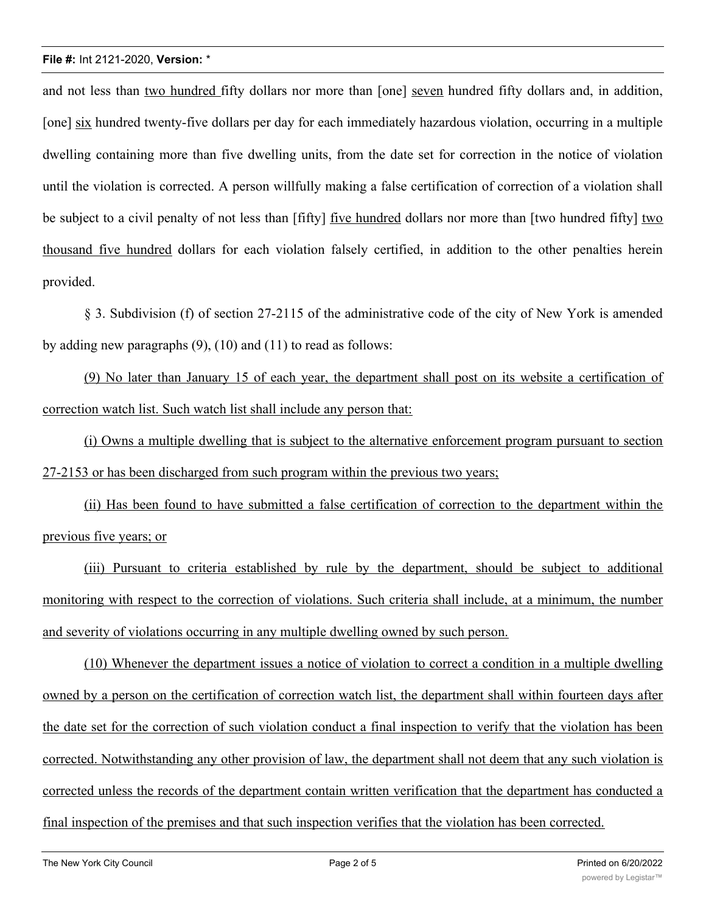and not less than <u>two hundred </u>fifty dollars nor more than [one] <u>seven</u> hundred fifty dollars and, in addition, [one] <u>six</u> hundred twenty-five dollars per day for each immediately hazardous violation, occurring in a multiple dwelling containing more than five dwelling units, from the date set for correction in the notice of violation until the violation is corrected. A person willfully making a false certification of correction of a violation shall be subject to a civil penalty of not less than [fifty] <u>five hundred</u> dollars nor more than [two hundred fifty] <u>two thousand five hundred</u> dollars for each violation falsely certified, in addition to the other penalties herein provided.

§ 3. Subdivision (f) of section 27-2115 of the administrative code of the city of New York is amended by adding new paragraphs (9), (10) and (11) to read as follows:

<u>(9) No later than January 15 of each year, the department shall post on its website a certification of correction watch list. Such watch list shall include any person that:</u>

<u>(i) Owns a multiple dwelling that is subject to the alternative enforcement program pursuant to section 27-2153 or has been discharged from such program within the previous two years;</u>

<u>(ii) Has been found to have submitted a false certification of correction to the department within the previous five years; or</u>

<u>(iii) Pursuant to criteria established by rule by the department, should be subject to additional monitoring with respect to the correction of violations. Such criteria shall include, at a minimum, the number and severity of violations occurring in any multiple dwelling owned by such person.</u>

<u>(10) Whenever the department issues a notice of violation to correct a condition in a multiple dwelling owned by a person on the certification of correction watch list, the department shall within fourteen days after the date set for the correction of such violation conduct a final inspection to verify that the violation has been corrected. Notwithstanding any other provision of law, the department shall not deem that any such violation is corrected unless the records of the department contain written verification that the department has conducted a final inspection of the premises and that such inspection verifies that the violation has been corrected.</u>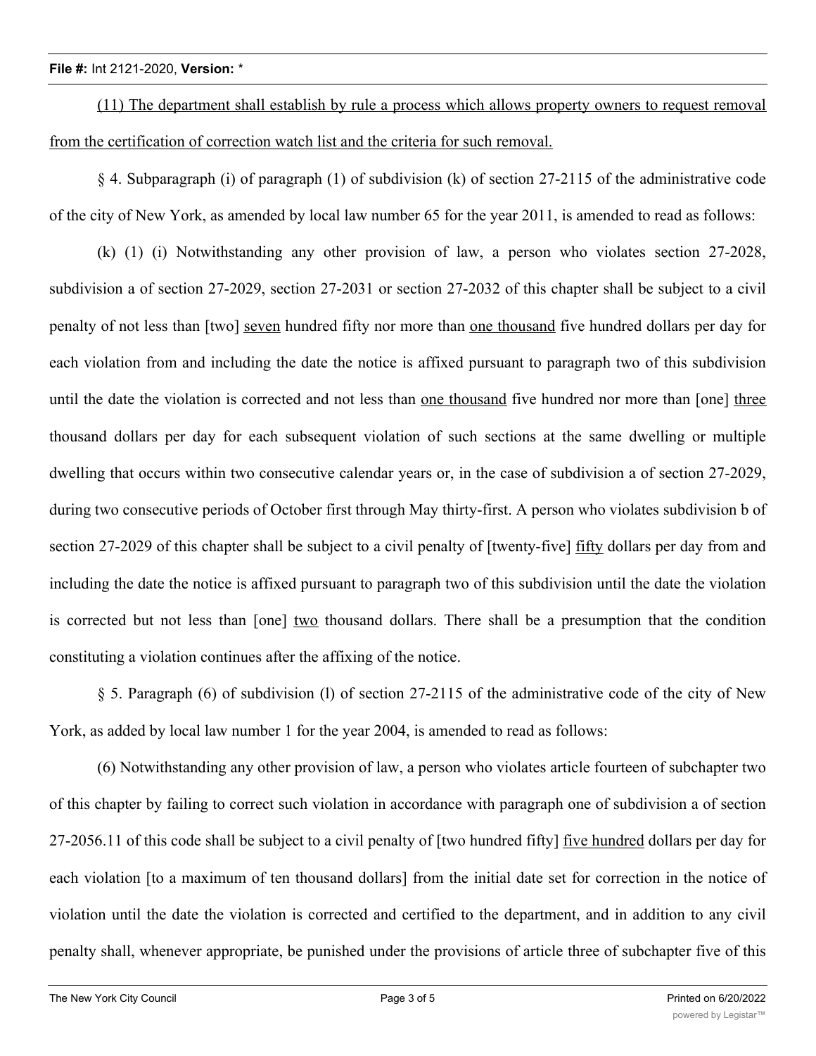(11) The department shall establish by rule a process which allows property owners to request removal from the certification of correction watch list and the criteria for such removal.

§ 4. Subparagraph (i) of paragraph (1) of subdivision (k) of section 27-2115 of the administrative code of the city of New York, as amended by local law number 65 for the year 2011, is amended to read as follows:

(k) (1) (i) Notwithstanding any other provision of law, a person who violates section 27-2028, subdivision a of section 27-2029, section 27-2031 or section 27-2032 of this chapter shall be subject to a civil penalty of not less than [two] seven hundred fifty nor more than one thousand five hundred dollars per day for each violation from and including the date the notice is affixed pursuant to paragraph two of this subdivision until the date the violation is corrected and not less than one thousand five hundred nor more than [one] three thousand dollars per day for each subsequent violation of such sections at the same dwelling or multiple dwelling that occurs within two consecutive calendar years or, in the case of subdivision a of section 27-2029, during two consecutive periods of October first through May thirty-first. A person who violates subdivision b of section 27-2029 of this chapter shall be subject to a civil penalty of [twenty-five] fifty dollars per day from and including the date the notice is affixed pursuant to paragraph two of this subdivision until the date the violation is corrected but not less than [one] two thousand dollars. There shall be a presumption that the condition constituting a violation continues after the affixing of the notice.

§ 5. Paragraph (6) of subdivision (l) of section 27-2115 of the administrative code of the city of New York, as added by local law number 1 for the year 2004, is amended to read as follows:

(6) Notwithstanding any other provision of law, a person who violates article fourteen of subchapter two of this chapter by failing to correct such violation in accordance with paragraph one of subdivision a of section 27-2056.11 of this code shall be subject to a civil penalty of [two hundred fifty] five hundred dollars per day for each violation [to a maximum of ten thousand dollars] from the initial date set for correction in the notice of violation until the date the violation is corrected and certified to the department, and in addition to any civil penalty shall, whenever appropriate, be punished under the provisions of article three of subchapter five of this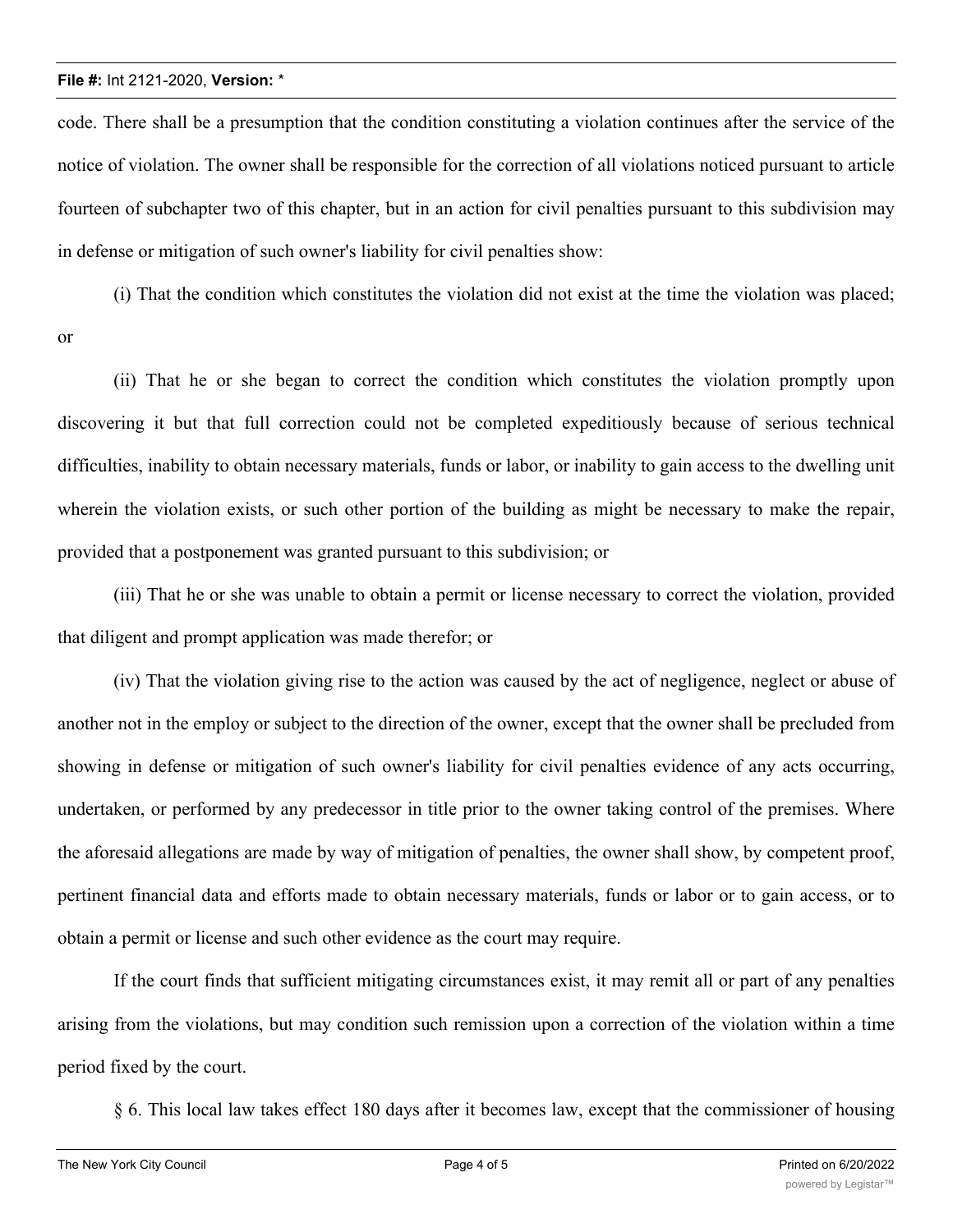code. There shall be a presumption that the condition constituting a violation continues after the service of the notice of violation. The owner shall be responsible for the correction of all violations noticed pursuant to article fourteen of subchapter two of this chapter, but in an action for civil penalties pursuant to this subdivision may in defense or mitigation of such owner's liability for civil penalties show:

(i) That the condition which constitutes the violation did not exist at the time the violation was placed; or

(ii) That he or she began to correct the condition which constitutes the violation promptly upon discovering it but that full correction could not be completed expeditiously because of serious technical difficulties, inability to obtain necessary materials, funds or labor, or inability to gain access to the dwelling unit wherein the violation exists, or such other portion of the building as might be necessary to make the repair, provided that a postponement was granted pursuant to this subdivision; or

(iii) That he or she was unable to obtain a permit or license necessary to correct the violation, provided that diligent and prompt application was made therefor; or

(iv) That the violation giving rise to the action was caused by the act of negligence, neglect or abuse of another not in the employ or subject to the direction of the owner, except that the owner shall be precluded from showing in defense or mitigation of such owner's liability for civil penalties evidence of any acts occurring, undertaken, or performed by any predecessor in title prior to the owner taking control of the premises. Where the aforesaid allegations are made by way of mitigation of penalties, the owner shall show, by competent proof, pertinent financial data and efforts made to obtain necessary materials, funds or labor or to gain access, or to obtain a permit or license and such other evidence as the court may require.

If the court finds that sufficient mitigating circumstances exist, it may remit all or part of any penalties arising from the violations, but may condition such remission upon a correction of the violation within a time period fixed by the court.

§ 6. This local law takes effect 180 days after it becomes law, except that the commissioner of housing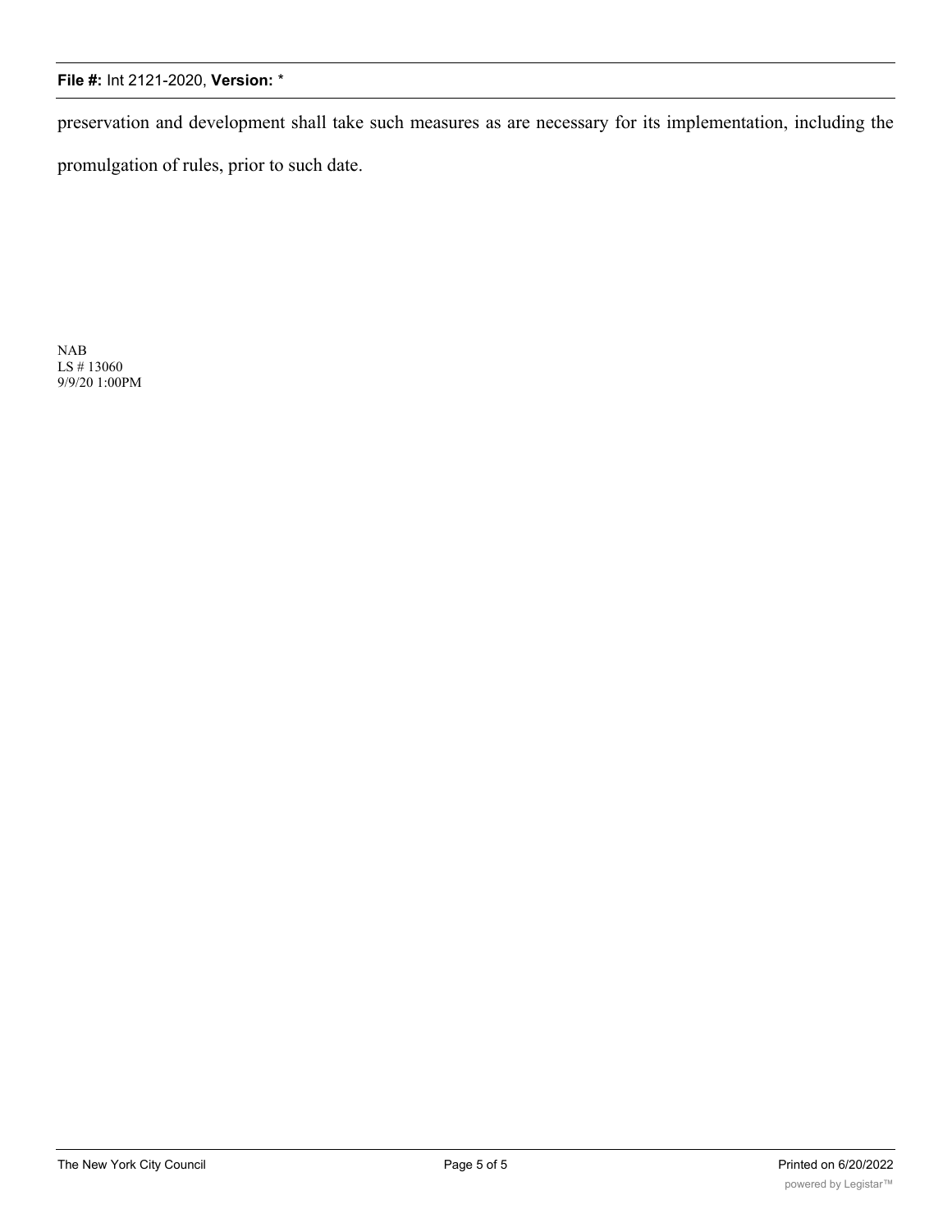preservation and development shall take such measures as are necessary for its implementation, including the promulgation of rules, prior to such date.

NAB
LS # 13060
9/9/20 1:00PM